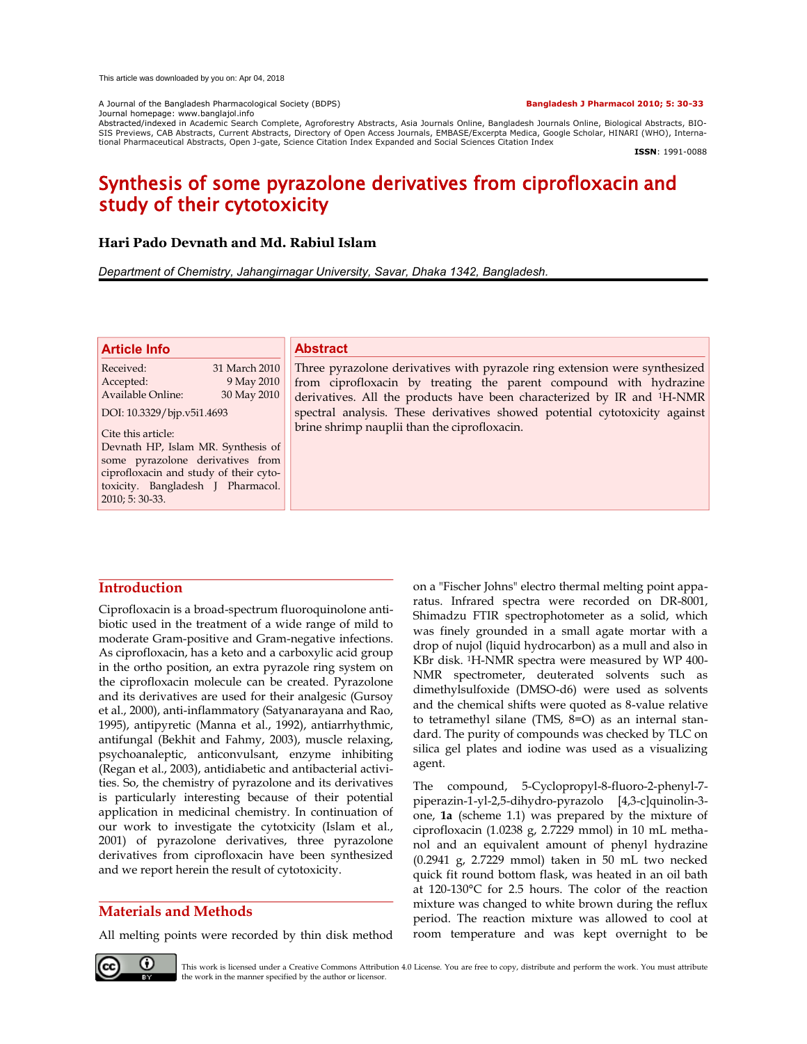This article was downloaded by you on: Apr 04, 2018

A Journal of the Bangladesh Pharmacological Society (BDPS)
Journal homepage: www.banglajol.info
Abstracted/indexed in Academic Search Complete, Agroforestry Abstracts, Asia Journals Online, Bangladesh Journals Online, Biological Abstracts, BIOSIS Previews, CAB Abstracts, Current Abstracts, Directory of Open Access Journals, EMBASE/Excerpta Medica, Google Scholar, HINARI (WHO), International Pharmaceutical Abstracts, Open J-gate, Science Citation Index Expanded and Social Sciences Citation Index

**Bangladesh J Pharmacol 2010; 5: 30-33**

**ISSN**: 1991-0088

# Synthesis of some pyrazolone derivatives from ciprofloxacin and study of their cytotoxicity

**Hari Pado Devnath and Md. Rabiul Islam**

*Department of Chemistry, Jahangirnagar University, Savar, Dhaka 1342, Bangladesh.*

## Article Info

Received: 31 March 2010
Accepted: 9 May 2010
Available Online: 30 May 2010

DOI: 10.3329/bjp.v5i1.4693

Cite this article:
Devnath HP, Islam MR. Synthesis of some pyrazolone derivatives from ciprofloxacin and study of their cytotoxicity. Bangladesh J Pharmacol. 2010; 5: 30-33.

## Abstract

Three pyrazolone derivatives with pyrazole ring extension were synthesized from ciprofloxacin by treating the parent compound with hydrazine derivatives. All the products have been characterized by IR and $^{1}$H-NMR spectral analysis. These derivatives showed potential cytotoxicity against brine shrimp nauplii than the ciprofloxacin.

## Introduction

Ciprofloxacin is a broad-spectrum fluoroquinolone antibiotic used in the treatment of a wide range of mild to moderate Gram-positive and Gram-negative infections. As ciprofloxacin, has a keto and a carboxylic acid group in the ortho position, an extra pyrazole ring system on the ciprofloxacin molecule can be created. Pyrazolone and its derivatives are used for their analgesic (Gursoy et al., 2000), anti-inflammatory (Satyanarayana and Rao, 1995), antipyretic (Manna et al., 1992), antiarrhythmic, antifungal (Bekhit and Fahmy, 2003), muscle relaxing, psychoanaleptic, anticonvulsant, enzyme inhibiting (Regan et al., 2003), antidiabetic and antibacterial activities. So, the chemistry of pyrazolone and its derivatives is particularly interesting because of their potential application in medicinal chemistry. In continuation of our work to investigate the cytotxicity (Islam et al., 2001) of pyrazolone derivatives, three pyrazolone derivatives from ciprofloxacin have been synthesized and we report herein the result of cytotoxicity.

## Materials and Methods

All melting points were recorded by thin disk method on a "Fischer Johns" electro thermal melting point apparatus. Infrared spectra were recorded on DR-8001, Shimadzu FTIR spectrophotometer as a solid, which was finely grounded in a small agate mortar with a drop of nujol (liquid hydrocarbon) as a mull and also in KBr disk. $^{1}$H-NMR spectra were measured by WP 400-NMR spectrometer, deuterated solvents such as dimethylsulfoxide (DMSO-d6) were used as solvents and the chemical shifts were quoted as δ-value relative to tetramethyl silane (TMS, δ=O) as an internal standard. The purity of compounds was checked by TLC on silica gel plates and iodine was used as a visualizing agent.

The compound, 5-Cyclopropyl-8-fluoro-2-phenyl-7-piperazin-1-yl-2,5-dihydro-pyrazolo [4,3-c]quinolin-3-one, **1a** (scheme 1.1) was prepared by the mixture of ciprofloxacin (1.0238 g, 2.7229 mmol) in 10 mL methanol and an equivalent amount of phenyl hydrazine (0.2941 g, 2.7229 mmol) taken in 50 mL two necked quick fit round bottom flask, was heated in an oil bath at 120-130°C for 2.5 hours. The color of the reaction mixture was changed to white brown during the reflux period. The reaction mixture was allowed to cool at room temperature and was kept overnight to be

This work is licensed under a Creative Commons Attribution 4.0 License. You are free to copy, distribute and perform the work. You must attribute the work in the manner specified by the author or licensor.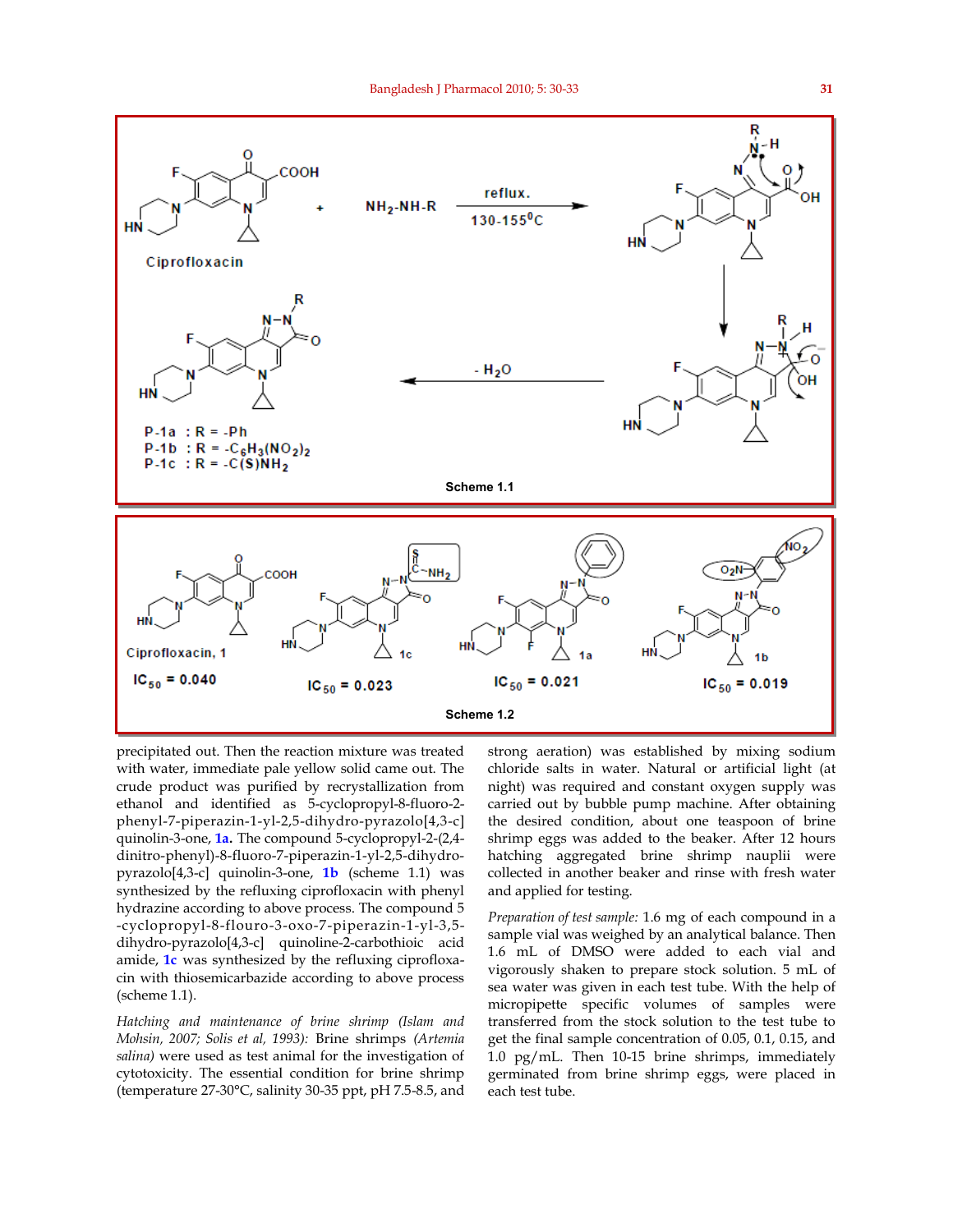Ciprofloxacin

$NH_2$-NH-R

reflux. 130-155$^0$C

- $H_2O$

P-1a : R = -Ph
P-1b : R = -$C_6H_3(NO_2)_2$
P-1c : R = -C(S)$NH_2$

Scheme 1.1

Ciprofloxacin, 1 — $IC_{50}$ = 0.040

1c — $IC_{50}$ = 0.023

1a — $IC_{50}$ = 0.021

1b — $IC_{50}$ = 0.019

Scheme 1.2

precipitated out. Then the reaction mixture was treated with water, immediate pale yellow solid came out. The crude product was purified by recrystallization from ethanol and identified as 5-cyclopropyl-8-fluoro-2-phenyl-7-piperazin-1-yl-2,5-dihydro-pyrazolo[4,3-c] quinolin-3-one, **1a.** The compound 5-cyclopropyl-2-(2,4-dinitro-phenyl)-8-fluoro-7-piperazin-1-yl-2,5-dihydro-pyrazolo[4,3-c] quinolin-3-one, **1b** (scheme 1.1) was synthesized by the refluxing ciprofloxacin with phenyl hydrazine according to above process. The compound 5 -cyclopropyl-8-flouro-3-oxo-7-piperazin-1-yl-3,5-dihydro-pyrazolo[4,3-c] quinoline-2-carbothioic acid amide, **1c** was synthesized by the refluxing ciprofloxacin with thiosemicarbazide according to above process (scheme 1.1).

*Hatching and maintenance of brine shrimp (Islam and Mohsin, 2007; Solis et al, 1993):* Brine shrimps *(Artemia salina)* were used as test animal for the investigation of cytotoxicity. The essential condition for brine shrimp (temperature 27-30°C, salinity 30-35 ppt, pH 7.5-8.5, and strong aeration) was established by mixing sodium chloride salts in water. Natural or artificial light (at night) was required and constant oxygen supply was carried out by bubble pump machine. After obtaining the desired condition, about one teaspoon of brine shrimp eggs was added to the beaker. After 12 hours hatching aggregated brine shrimp nauplii were collected in another beaker and rinse with fresh water and applied for testing.

*Preparation of test sample:* 1.6 mg of each compound in a sample vial was weighed by an analytical balance. Then 1.6 mL of DMSO were added to each vial and vigorously shaken to prepare stock solution. 5 mL of sea water was given in each test tube. With the help of micropipette specific volumes of samples were transferred from the stock solution to the test tube to get the final sample concentration of 0.05, 0.1, 0.15, and 1.0 pg/mL. Then 10-15 brine shrimps, immediately germinated from brine shrimp eggs, were placed in each test tube.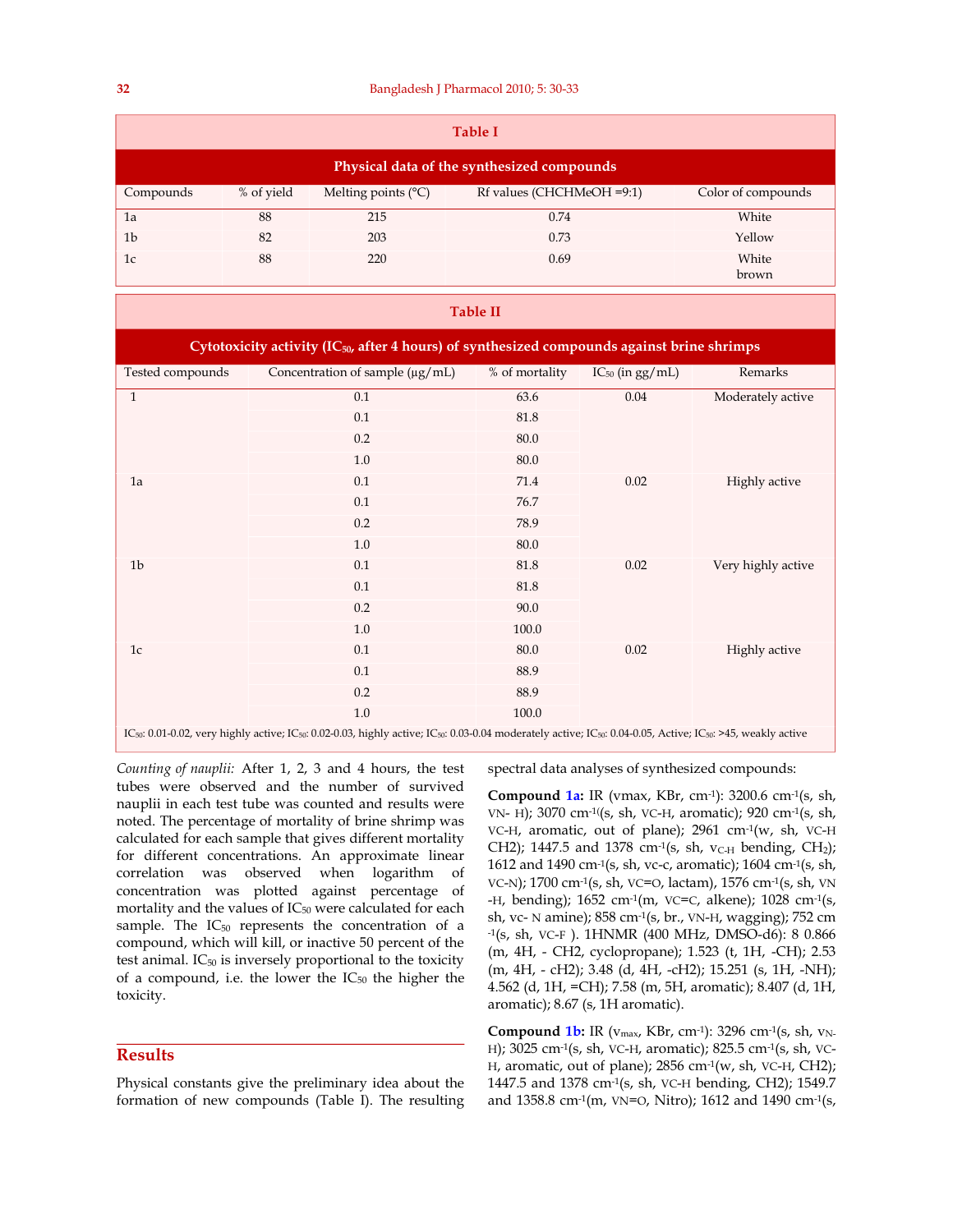**Table I**

**Physical data of the synthesized compounds**

| Compounds | % of yield | Melting points (°C) | Rf values (CHCHMeOH =9:1) | Color of compounds |
|---|---|---|---|---|
| 1a | 88 | 215 | 0.74 | White |
| 1b | 82 | 203 | 0.73 | Yellow |
| 1c | 88 | 220 | 0.69 | White brown |

**Table II**

**Cytotoxicity activity ($IC_{50}$, after 4 hours) of synthesized compounds against brine shrimps**

| Tested compounds | Concentration of sample (µg/mL) | % of mortality | $IC_{50}$ (in gg/mL) | Remarks |
|---|---|---|---|---|
| 1 | 0.1 | 63.6 | 0.04 | Moderately active |
| | 0.1 | 81.8 | | |
| | 0.2 | 80.0 | | |
| | 1.0 | 80.0 | | |
| 1a | 0.1 | 71.4 | 0.02 | Highly active |
| | 0.1 | 76.7 | | |
| | 0.2 | 78.9 | | |
| | 1.0 | 80.0 | | |
| 1b | 0.1 | 81.8 | 0.02 | Very highly active |
| | 0.1 | 81.8 | | |
| | 0.2 | 90.0 | | |
| | 1.0 | 100.0 | | |
| 1c | 0.1 | 80.0 | 0.02 | Highly active |
| | 0.1 | 88.9 | | |
| | 0.2 | 88.9 | | |
| | 1.0 | 100.0 | | |

$IC_{50}$: 0.01-0.02, very highly active; $IC_{50}$: 0.02-0.03, highly active; $IC_{50}$: 0.03-0.04 moderately active; $IC_{50}$: 0.04-0.05, Active; $IC_{50}$: >45, weakly active

*Counting of nauplii:* After 1, 2, 3 and 4 hours, the test tubes were observed and the number of survived nauplii in each test tube was counted and results were noted. The percentage of mortality of brine shrimp was calculated for each sample that gives different mortality for different concentrations. An approximate linear correlation was observed when logarithm of concentration was plotted against percentage of mortality and the values of $IC_{50}$ were calculated for each sample. The $IC_{50}$ represents the concentration of a compound, which will kill, or inactive 50 percent of the test animal. $IC_{50}$ is inversely proportional to the toxicity of a compound, i.e. the lower the $IC_{50}$ the higher the toxicity.

## Results

Physical constants give the preliminary idea about the formation of new compounds (Table I). The resulting spectral data analyses of synthesized compounds:

**Compound 1a:** IR (vmax, KBr, $cm^{-1}$): 3200.6 $cm^{-1}$(s, sh, $\nu_{N-H}$); 3070 $cm^{-1}$(s, sh, $\nu_{C-H}$, aromatic); 920 $cm^{-1}$(s, sh, $\nu_{C-H}$, aromatic, out of plane); 2961 $cm^{-1}$(w, sh, $\nu_{C-H}$ CH2); 1447.5 and 1378 $cm^{-1}$(s, sh, $\nu_{C-H}$ bending, $CH_2$); 1612 and 1490 $cm^{-1}$(s, sh, vc-c, aromatic); 1604 $cm^{-1}$(s, sh, $\nu_{C-N}$); 1700 $cm^{-1}$(s, sh, $\nu_{C=O}$, lactam), 1576 $cm^{-1}$(s, sh, $\nu_{N-H}$, bending); 1652 $cm^{-1}$(m, $\nu_{C=C}$, alkene); 1028 $cm^{-1}$(s, sh, vc- N amine); 858 $cm^{-1}$(s, br., $\nu_{N-H}$, wagging); 752 $cm^{-1}$(s, sh, $\nu_{C-F}$ ). 1HNMR (400 MHz, DMSO-d6): 8 0.866 (m, 4H, - CH2, cyclopropane); 1.523 (t, 1H, -CH); 2.53 (m, 4H, - cH2); 3.48 (d, 4H, -cH2); 15.251 (s, 1H, -NH); 4.562 (d, 1H, =CH); 7.58 (m, 5H, aromatic); 8.407 (d, 1H, aromatic); 8.67 (s, 1H aromatic).

**Compound 1b:** IR ($\nu_{max}$, KBr, $cm^{-1}$): 3296 $cm^{-1}$(s, sh, $\nu_{N-H}$); 3025 $cm^{-1}$(s, sh, $\nu_{C-H}$, aromatic); 825.5 $cm^{-1}$(s, sh, $\nu_{C-H}$, aromatic, out of plane); 2856 $cm^{-1}$(w, sh, $\nu_{C-H}$, CH2); 1447.5 and 1378 $cm^{-1}$(s, sh, $\nu_{C-H}$ bending, CH2); 1549.7 and 1358.8 $cm^{-1}$(m, $\nu_{N=O}$, Nitro); 1612 and 1490 $cm^{-1}$(s,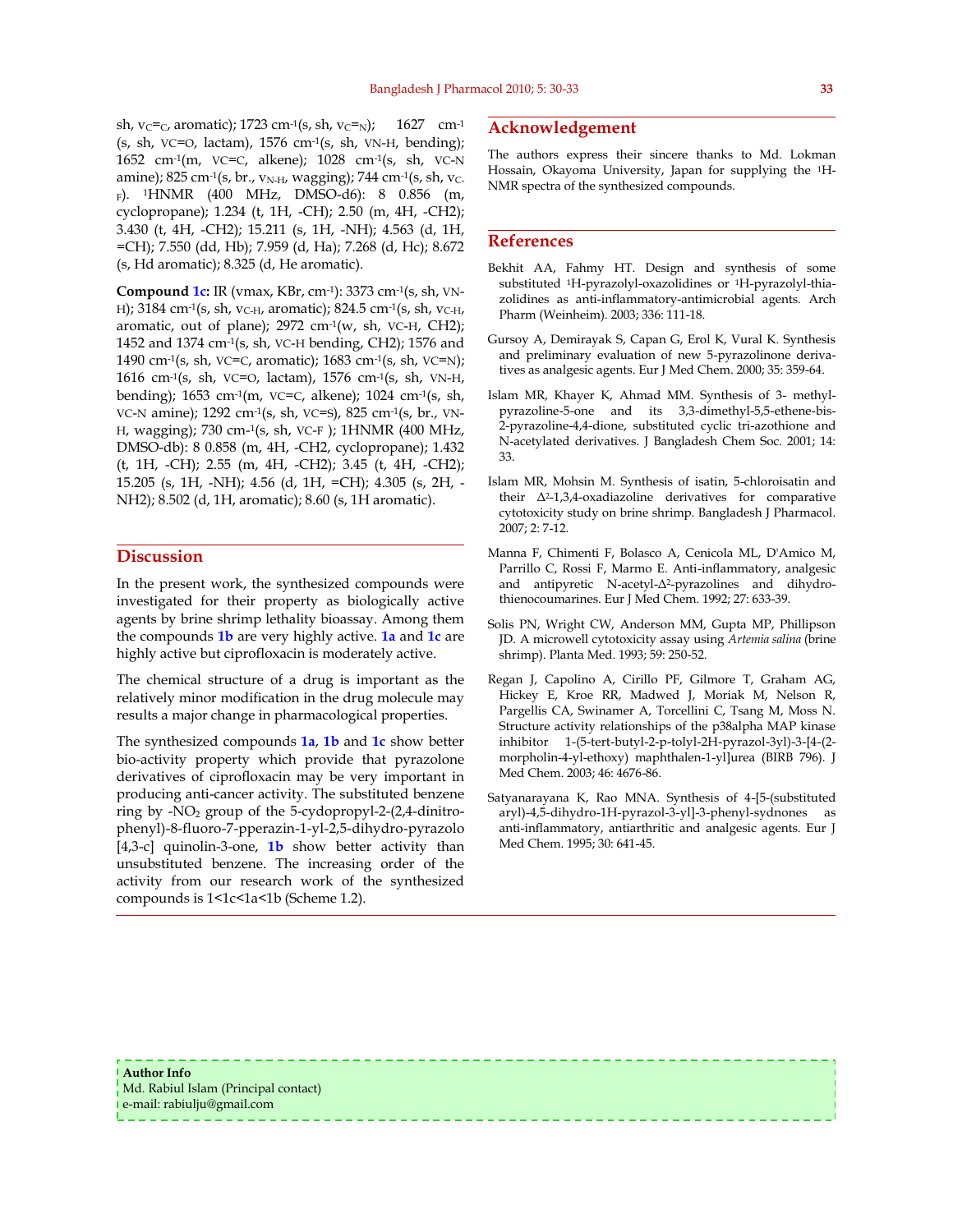sh, $\nu_{C=C}$, aromatic); 1723 cm$^{-1}$(s, sh, $\nu_{C=N}$); 1627 cm$^{-1}$ (s, sh, νC=O, lactam), 1576 cm$^{-1}$(s, sh, νN-H, bending); 1652 cm$^{-1}$(m, νC=C, alkene); 1028 cm$^{-1}$(s, sh, νC-N amine); 825 cm$^{-1}$(s, br., $\nu_{N-H}$, wagging); 744 cm$^{-1}$(s, sh, $\nu_{C-F}$). $^{1}$HNMR (400 MHz, DMSO-d6): δ 0.856 (m, cyclopropane); 1.234 (t, 1H, -CH); 2.50 (m, 4H, -CH2); 3.430 (t, 4H, -CH2); 15.211 (s, 1H, -NH); 4.563 (d, 1H, =CH); 7.550 (dd, Hb); 7.959 (d, Ha); 7.268 (d, Hc); 8.672 (s, Hd aromatic); 8.325 (d, He aromatic).

**Compound 1c:** IR (νmax, KBr, cm$^{-1}$): 3373 cm$^{-1}$(s, sh, νN-H); 3184 cm$^{-1}$(s, sh, $\nu_{C-H}$, aromatic); 824.5 cm$^{-1}$(s, sh, $\nu_{C-H}$, aromatic, out of plane); 2972 cm$^{-1}$(w, sh, νC-H, CH2); 1452 and 1374 cm$^{-1}$(s, sh, νC-H bending, CH2); 1576 and 1490 cm$^{-1}$(s, sh, νC=C, aromatic); 1683 cm$^{-1}$(s, sh, νC=N); 1616 cm$^{-1}$(s, sh, νC=O, lactam), 1576 cm$^{-1}$(s, sh, νN-H, bending); 1653 cm$^{-1}$(m, νC=C, alkene); 1024 cm$^{-1}$(s, sh, νC-N amine); 1292 cm$^{-1}$(s, sh, νC=S), 825 cm$^{-1}$(s, br., νN-H, wagging); 730 cm-$^{1}$(s, sh, νC-F ); 1HNMR (400 MHz, DMSO-db): δ 0.858 (m, 4H, -CH2, cyclopropane); 1.432 (t, 1H, -CH); 2.55 (m, 4H, -CH2); 3.45 (t, 4H, -CH2); 15.205 (s, 1H, -NH); 4.56 (d, 1H, =CH); 4.305 (s, 2H, -NH2); 8.502 (d, 1H, aromatic); 8.60 (s, 1H aromatic).

## Discussion

In the present work, the synthesized compounds were investigated for their property as biologically active agents by brine shrimp lethality bioassay. Among them the compounds 1b are very highly active. 1a and 1c are highly active but ciprofloxacin is moderately active.

The chemical structure of a drug is important as the relatively minor modification in the drug molecule may results a major change in pharmacological properties.

The synthesized compounds 1a, 1b and 1c show better bio-activity property which provide that pyrazolone derivatives of ciprofloxacin may be very important in producing anti-cancer activity. The substituted benzene ring by -$NO_2$ group of the 5-cydopropyl-2-(2,4-dinitrophenyl)-8-fluoro-7-pperazin-1-yl-2,5-dihydro-pyrazolo [4,3-c] quinolin-3-one, 1b show better activity than unsubstituted benzene. The increasing order of the activity from our research work of the synthesized compounds is 1<1c<1a<1b (Scheme 1.2).

## Acknowledgement

The authors express their sincere thanks to Md. Lokman Hossain, Okayoma University, Japan for supplying the $^{1}$H-NMR spectra of the synthesized compounds.

## References

Bekhit AA, Fahmy HT. Design and synthesis of some substituted $^{1}$H-pyrazolyl-oxazolidines or $^{1}$H-pyrazolyl-thiazolidines as anti-inflammatory-antimicrobial agents. Arch Pharm (Weinheim). 2003; 336: 111-18.

Gursoy A, Demirayak S, Capan G, Erol K, Vural K. Synthesis and preliminary evaluation of new 5-pyrazolinone derivatives as analgesic agents. Eur J Med Chem. 2000; 35 (9): 359-64.

Islam MR, Khayer K, Ahmad MM. Synthesis of 3- methylpyrazoline-5-one and its 3,3-dimethyl-5,5-ethene-bis-2-pyrazoline-4,4-dione, substituted cyclic tri-azothione and N-acetylated derivatives. J Bangladesh Chem Soc. 2001; 14: 33.

Islam MR, Mohsin M. Synthesis of isatin, 5-chloroisatin and their Δ$^{2}$-1,3,4-oxadiazoline derivatives for comparative cytotoxicity study on brine shrimp. Bangladesh J Pharmacol. 2007; 2: 7-12.

Manna F, Chimenti F, Bolasco A, Cenicola ML, D'Amico M, Parrillo C, Rossi F, Marmo E. Anti-inflammatory, analgesic and antipyretic N-acetyl-Δ$^{2}$-pyrazolines and dihydrothienocoumarines. Eur J Med Chem. 1992; 27: 633-39.

Solis PN, Wright CW, Anderson MM, Gupta MP, Phillipson JD. A microwell cytotoxicity assay using *Artemia salina* (brine shrimp). Planta Med. 1993; 59: 250-52.

Regan J, Capolino A, Cirillo PF, Gilmore T, Graham AG, Hickey E, Kroe RR, Madwed J, Moriak M, Nelson R, Pargellis CA, Swinamer A, Torcellini C, Tsang M, Moss N. Structure activity relationships of the p38alpha MAP kinase inhibitor 1-(5-tert-butyl-2-p-tolyl-2H-pyrazol-3yl)-3-[4-(2-morpholin-4-yl-ethoxy) maphthalen-1-yl]urea (BIRB 796). J Med Chem. 2003; 46: 4676-86.

Satyanarayana K, Rao MNA. Synthesis of 4-[5-(substituted aryl)-4,5-dihydro-1H-pyrazol-3-yl]-3-phenyl-sydnones as anti-inflammatory, antiarthritic and analgesic agents. Eur J Med Chem. 1995; 30: 641-45.

**Author Info**
Md. Rabiul Islam (Principal contact)
e-mail: rabiulju@gmail.com